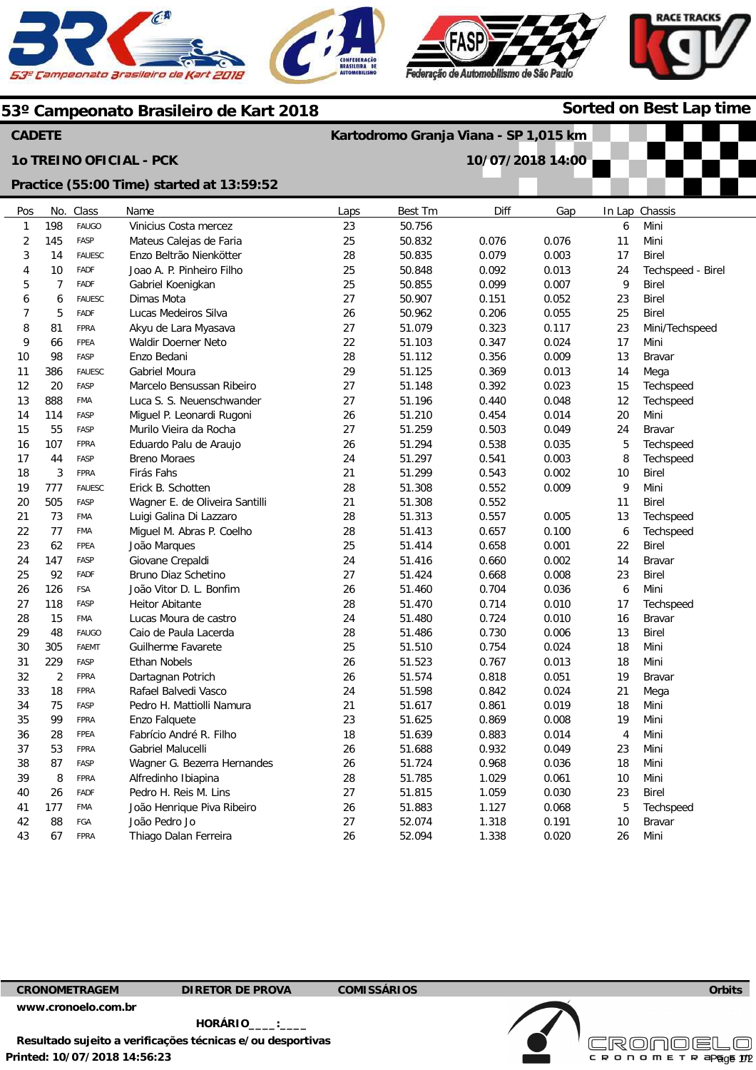# 53º Campeonato Brasileiro de Kart 2018

**Sorted on Best Lap time**

**CADETE** — **Kartodromo Granja Viana - SP 1,015 km**

**1o TREINO OFICIAL - PCK** — **10/07/2018 14:00**

**Practice (55:00 Time) started at 13:59:52**

| Pos | No. | Class | Name | Laps | Best Tm | Diff | Gap | In Lap | Chassis |
|---|---|---|---|---|---|---|---|---|---|
| 1 | 198 | FAUGO | Vinicius Costa mercez | 23 | 50.756 | | | 6 | Mini |
| 2 | 145 | FASP | Mateus Calejas de Faria | 25 | 50.832 | 0.076 | 0.076 | 11 | Mini |
| 3 | 14 | FAUESC | Enzo Beltrão Nienkötter | 28 | 50.835 | 0.079 | 0.003 | 17 | Birel |
| 4 | 10 | FADF | Joao A. P. Pinheiro Filho | 25 | 50.848 | 0.092 | 0.013 | 24 | Techspeed - Birel |
| 5 | 7 | FADF | Gabriel Koenigkan | 25 | 50.855 | 0.099 | 0.007 | 9 | Birel |
| 6 | 6 | FAUESC | Dimas Mota | 27 | 50.907 | 0.151 | 0.052 | 23 | Birel |
| 7 | 5 | FADF | Lucas Medeiros Silva | 26 | 50.962 | 0.206 | 0.055 | 25 | Birel |
| 8 | 81 | FPRA | Akyu de Lara Myasava | 27 | 51.079 | 0.323 | 0.117 | 23 | Mini/Techspeed |
| 9 | 66 | FPEA | Waldir Doerner Neto | 22 | 51.103 | 0.347 | 0.024 | 17 | Mini |
| 10 | 98 | FASP | Enzo Bedani | 28 | 51.112 | 0.356 | 0.009 | 13 | Bravar |
| 11 | 386 | FAUESC | Gabriel Moura | 29 | 51.125 | 0.369 | 0.013 | 14 | Mega |
| 12 | 20 | FASP | Marcelo Bensussan Ribeiro | 27 | 51.148 | 0.392 | 0.023 | 15 | Techspeed |
| 13 | 888 | FMA | Luca S. S. Neuenschwander | 27 | 51.196 | 0.440 | 0.048 | 12 | Techspeed |
| 14 | 114 | FASP | Miguel P. Leonardi Rugoni | 26 | 51.210 | 0.454 | 0.014 | 20 | Mini |
| 15 | 55 | FASP | Murilo Vieira da Rocha | 27 | 51.259 | 0.503 | 0.049 | 24 | Bravar |
| 16 | 107 | FPRA | Eduardo Palu de Araujo | 26 | 51.294 | 0.538 | 0.035 | 5 | Techspeed |
| 17 | 44 | FASP | Breno Moraes | 24 | 51.297 | 0.541 | 0.003 | 8 | Techspeed |
| 18 | 3 | FPRA | Firás Fahs | 21 | 51.299 | 0.543 | 0.002 | 10 | Birel |
| 19 | 777 | FAUESC | Erick B. Schotten | 28 | 51.308 | 0.552 | 0.009 | 9 | Mini |
| 20 | 505 | FASP | Wagner E. de Oliveira Santilli | 21 | 51.308 | 0.552 | | 11 | Birel |
| 21 | 73 | FMA | Luigi Galina Di Lazzaro | 28 | 51.313 | 0.557 | 0.005 | 13 | Techspeed |
| 22 | 77 | FMA | Miguel M. Abras P. Coelho | 28 | 51.413 | 0.657 | 0.100 | 6 | Techspeed |
| 23 | 62 | FPEA | João Marques | 25 | 51.414 | 0.658 | 0.001 | 22 | Birel |
| 24 | 147 | FASP | Giovane Crepaldi | 24 | 51.416 | 0.660 | 0.002 | 14 | Bravar |
| 25 | 92 | FADF | Bruno Diaz Schetino | 27 | 51.424 | 0.668 | 0.008 | 23 | Birel |
| 26 | 126 | FSA | João Vitor D. L. Bonfim | 26 | 51.460 | 0.704 | 0.036 | 6 | Mini |
| 27 | 118 | FASP | Heitor Abitante | 28 | 51.470 | 0.714 | 0.010 | 17 | Techspeed |
| 28 | 15 | FMA | Lucas Moura de castro | 24 | 51.480 | 0.724 | 0.010 | 16 | Bravar |
| 29 | 48 | FAUGO | Caio de Paula Lacerda | 28 | 51.486 | 0.730 | 0.006 | 13 | Birel |
| 30 | 305 | FAEMT | Guilherme Favarete | 25 | 51.510 | 0.754 | 0.024 | 18 | Mini |
| 31 | 229 | FASP | Ethan Nobels | 26 | 51.523 | 0.767 | 0.013 | 18 | Mini |
| 32 | 2 | FPRA | Dartagnan Potrich | 26 | 51.574 | 0.818 | 0.051 | 19 | Bravar |
| 33 | 18 | FPRA | Rafael Balvedi Vasco | 24 | 51.598 | 0.842 | 0.024 | 21 | Mega |
| 34 | 75 | FASP | Pedro H. Mattiolli Namura | 21 | 51.617 | 0.861 | 0.019 | 18 | Mini |
| 35 | 99 | FPRA | Enzo Falquete | 23 | 51.625 | 0.869 | 0.008 | 19 | Mini |
| 36 | 28 | FPEA | Fabrício André R. Filho | 18 | 51.639 | 0.883 | 0.014 | 4 | Mini |
| 37 | 53 | FPRA | Gabriel Malucelli | 26 | 51.688 | 0.932 | 0.049 | 23 | Mini |
| 38 | 87 | FASP | Wagner G. Bezerra Hernandes | 26 | 51.724 | 0.968 | 0.036 | 18 | Mini |
| 39 | 8 | FPRA | Alfredinho Ibiapina | 28 | 51.785 | 1.029 | 0.061 | 10 | Mini |
| 40 | 26 | FADF | Pedro H. Reis M. Lins | 27 | 51.815 | 1.059 | 0.030 | 23 | Birel |
| 41 | 177 | FMA | João Henrique Piva Ribeiro | 26 | 51.883 | 1.127 | 0.068 | 5 | Techspeed |
| 42 | 88 | FGA | João Pedro Jo | 27 | 52.074 | 1.318 | 0.191 | 10 | Bravar |
| 43 | 67 | FPRA | Thiago Dalan Ferreira | 26 | 52.094 | 1.338 | 0.020 | 26 | Mini |

**CRONOMETRAGEM** — **DIRETOR DE PROVA** — **COMISSÁRIOS** — **Orbits**

www.cronoelo.com.br

**HORÁRIO____:____**

**Resultado sujeito a verificações técnicas e/ou desportivas**

**Printed: 10/07/2018 14:56:23**

CRONOELO CRONOMETRAGEM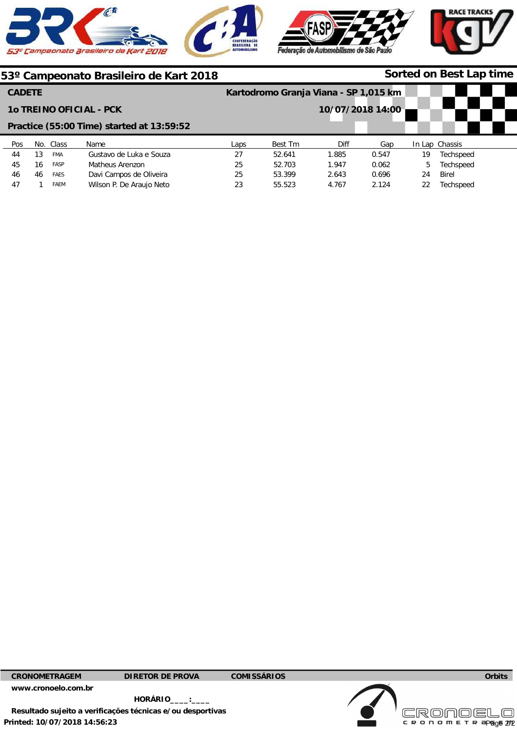## 53º Campeonato Brasileiro de Kart 2018

**Sorted on Best Lap time**

**CADETE** — **Kartodromo Granja Viana - SP 1,015 km**

**1o TREINO OFICIAL - PCK** — **10/07/2018 14:00**

**Practice (55:00 Time) started at 13:59:52**

| Pos | No. | Class | Name | Laps | Best Tm | Diff | Gap | In Lap | Chassis |
|---|---|---|---|---|---|---|---|---|---|
| 44 | 13 | FMA | Gustavo de Luka e Souza | 27 | 52.641 | 1.885 | 0.547 | 19 | Techspeed |
| 45 | 16 | FASP | Matheus Arenzon | 25 | 52.703 | 1.947 | 0.062 | 5 | Techspeed |
| 46 | 46 | FAES | Davi Campos de Oliveira | 25 | 53.399 | 2.643 | 0.696 | 24 | Birel |
| 47 | 1 | FAEM | Wilson P. De Araujo Neto | 23 | 55.523 | 4.767 | 2.124 | 22 | Techspeed |

**CRONOMETRAGEM** | **DIRETOR DE PROVA** | **COMISSÁRIOS** | **Orbits**

www.cronoelo.com.br

**HORÁRIO\_\_\_\_:\_\_\_\_**

**Resultado sujeito a verificações técnicas e/ou desportivas**

**Printed: 10/07/2018 14:56:23**

CRONOELO CRONOMETRAGEM